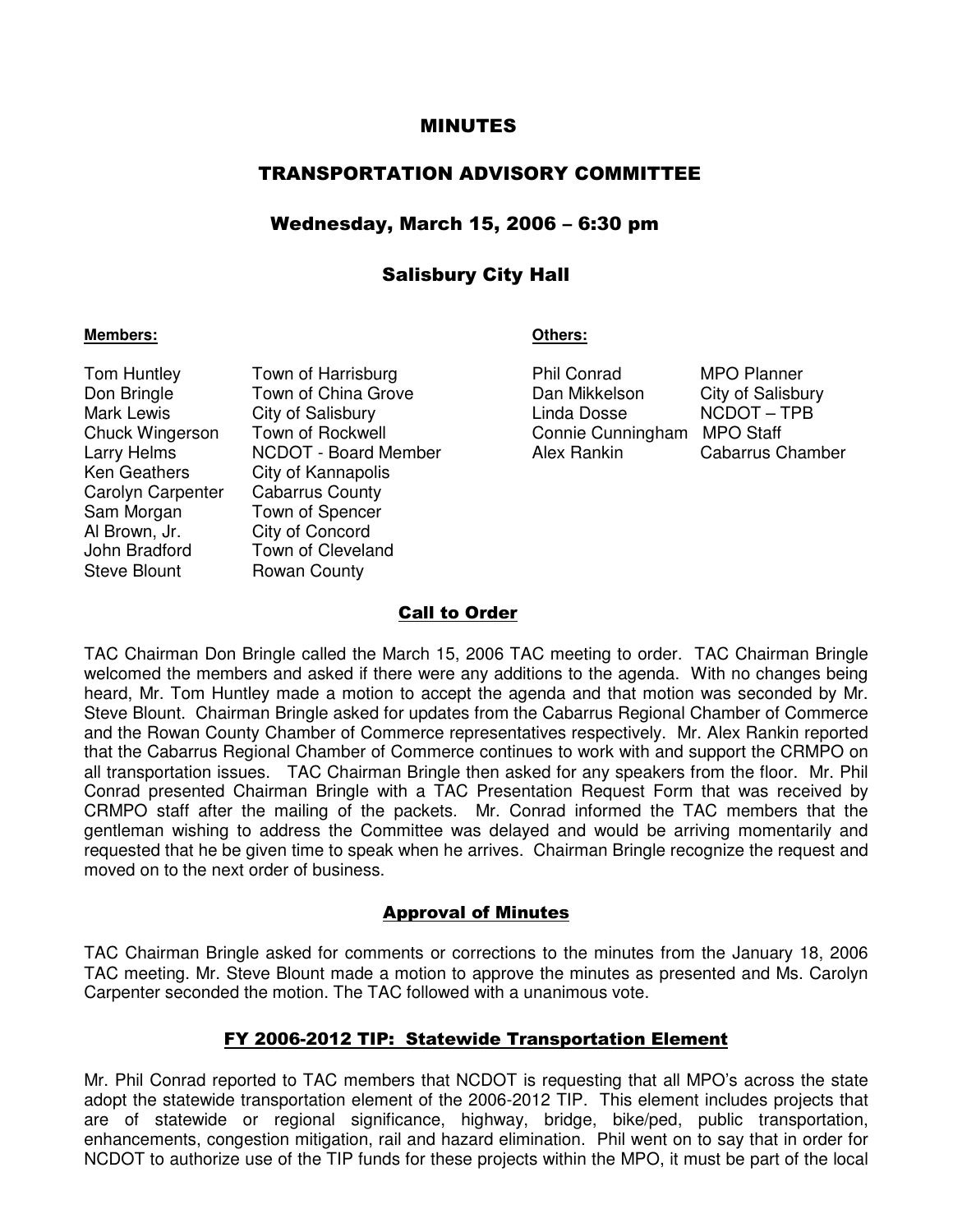# MINUTES

# TRANSPORTATION ADVISORY COMMITTEE

## Wednesday, March 15, 2006 – 6:30 pm

## Salisbury City Hall

**Members:**

| | |
|---|---|
| Tom Huntley | Town of Harrisburg |
| Don Bringle | Town of China Grove |
| Mark Lewis | City of Salisbury |
| Chuck Wingerson | Town of Rockwell |
| Larry Helms | NCDOT - Board Member |
| Ken Geathers | City of Kannapolis |
| Carolyn Carpenter | Cabarrus County |
| Sam Morgan | Town of Spencer |
| Al Brown, Jr. | City of Concord |
| John Bradford | Town of Cleveland |
| Steve Blount | Rowan County |

**Others:**

| | |
|---|---|
| Phil Conrad | MPO Planner |
| Dan Mikkelson | City of Salisbury |
| Linda Dosse | NCDOT – TPB |
| Connie Cunningham | MPO Staff |
| Alex Rankin | Cabarrus Chamber |

### Call to Order

TAC Chairman Don Bringle called the March 15, 2006 TAC meeting to order. TAC Chairman Bringle welcomed the members and asked if there were any additions to the agenda. With no changes being heard, Mr. Tom Huntley made a motion to accept the agenda and that motion was seconded by Mr. Steve Blount. Chairman Bringle asked for updates from the Cabarrus Regional Chamber of Commerce and the Rowan County Chamber of Commerce representatives respectively. Mr. Alex Rankin reported that the Cabarrus Regional Chamber of Commerce continues to work with and support the CRMPO on all transportation issues. TAC Chairman Bringle then asked for any speakers from the floor. Mr. Phil Conrad presented Chairman Bringle with a TAC Presentation Request Form that was received by CRMPO staff after the mailing of the packets. Mr. Conrad informed the TAC members that the gentleman wishing to address the Committee was delayed and would be arriving momentarily and requested that he be given time to speak when he arrives. Chairman Bringle recognize the request and moved on to the next order of business.

### Approval of Minutes

TAC Chairman Bringle asked for comments or corrections to the minutes from the January 18, 2006 TAC meeting. Mr. Steve Blount made a motion to approve the minutes as presented and Ms. Carolyn Carpenter seconded the motion. The TAC followed with a unanimous vote.

### FY 2006-2012 TIP: Statewide Transportation Element

Mr. Phil Conrad reported to TAC members that NCDOT is requesting that all MPO's across the state adopt the statewide transportation element of the 2006-2012 TIP. This element includes projects that are of statewide or regional significance, highway, bridge, bike/ped, public transportation, enhancements, congestion mitigation, rail and hazard elimination. Phil went on to say that in order for NCDOT to authorize use of the TIP funds for these projects within the MPO, it must be part of the local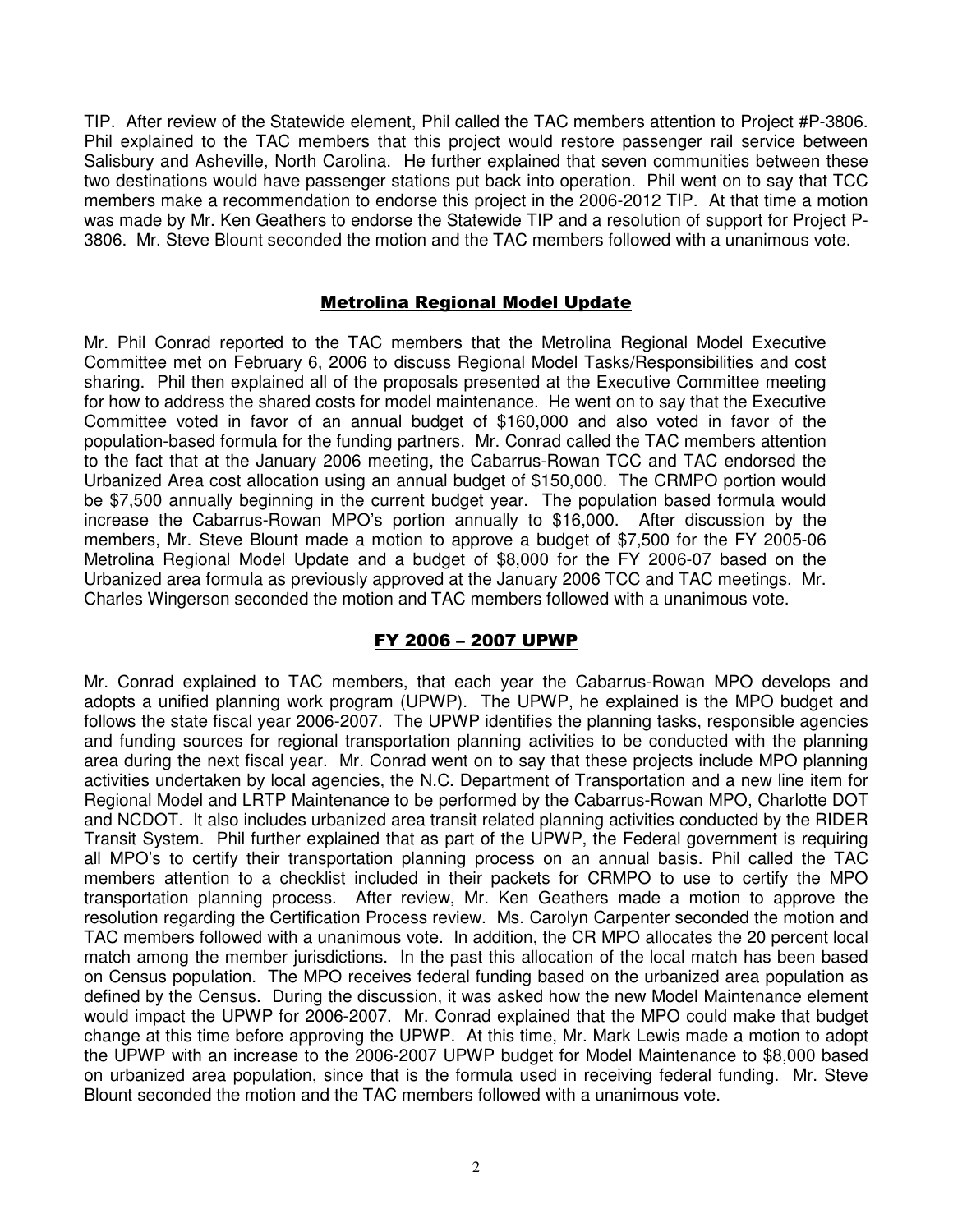TIP. After review of the Statewide element, Phil called the TAC members attention to Project #P-3806. Phil explained to the TAC members that this project would restore passenger rail service between Salisbury and Asheville, North Carolina. He further explained that seven communities between these two destinations would have passenger stations put back into operation. Phil went on to say that TCC members make a recommendation to endorse this project in the 2006-2012 TIP. At that time a motion was made by Mr. Ken Geathers to endorse the Statewide TIP and a resolution of support for Project P-3806. Mr. Steve Blount seconded the motion and the TAC members followed with a unanimous vote.

## Metrolina Regional Model Update

Mr. Phil Conrad reported to the TAC members that the Metrolina Regional Model Executive Committee met on February 6, 2006 to discuss Regional Model Tasks/Responsibilities and cost sharing. Phil then explained all of the proposals presented at the Executive Committee meeting for how to address the shared costs for model maintenance. He went on to say that the Executive Committee voted in favor of an annual budget of $160,000 and also voted in favor of the population-based formula for the funding partners. Mr. Conrad called the TAC members attention to the fact that at the January 2006 meeting, the Cabarrus-Rowan TCC and TAC endorsed the Urbanized Area cost allocation using an annual budget of $150,000. The CRMPO portion would be $7,500 annually beginning in the current budget year. The population based formula would increase the Cabarrus-Rowan MPO's portion annually to $16,000. After discussion by the members, Mr. Steve Blount made a motion to approve a budget of $7,500 for the FY 2005-06 Metrolina Regional Model Update and a budget of $8,000 for the FY 2006-07 based on the Urbanized area formula as previously approved at the January 2006 TCC and TAC meetings. Mr. Charles Wingerson seconded the motion and TAC members followed with a unanimous vote.

## FY 2006 – 2007 UPWP

Mr. Conrad explained to TAC members, that each year the Cabarrus-Rowan MPO develops and adopts a unified planning work program (UPWP). The UPWP, he explained is the MPO budget and follows the state fiscal year 2006-2007. The UPWP identifies the planning tasks, responsible agencies and funding sources for regional transportation planning activities to be conducted with the planning area during the next fiscal year. Mr. Conrad went on to say that these projects include MPO planning activities undertaken by local agencies, the N.C. Department of Transportation and a new line item for Regional Model and LRTP Maintenance to be performed by the Cabarrus-Rowan MPO, Charlotte DOT and NCDOT. It also includes urbanized area transit related planning activities conducted by the RIDER Transit System. Phil further explained that as part of the UPWP, the Federal government is requiring all MPO's to certify their transportation planning process on an annual basis. Phil called the TAC members attention to a checklist included in their packets for CRMPO to use to certify the MPO transportation planning process. After review, Mr. Ken Geathers made a motion to approve the resolution regarding the Certification Process review. Ms. Carolyn Carpenter seconded the motion and TAC members followed with a unanimous vote. In addition, the CR MPO allocates the 20 percent local match among the member jurisdictions. In the past this allocation of the local match has been based on Census population. The MPO receives federal funding based on the urbanized area population as defined by the Census. During the discussion, it was asked how the new Model Maintenance element would impact the UPWP for 2006-2007. Mr. Conrad explained that the MPO could make that budget change at this time before approving the UPWP. At this time, Mr. Mark Lewis made a motion to adopt the UPWP with an increase to the 2006-2007 UPWP budget for Model Maintenance to $8,000 based on urbanized area population, since that is the formula used in receiving federal funding. Mr. Steve Blount seconded the motion and the TAC members followed with a unanimous vote.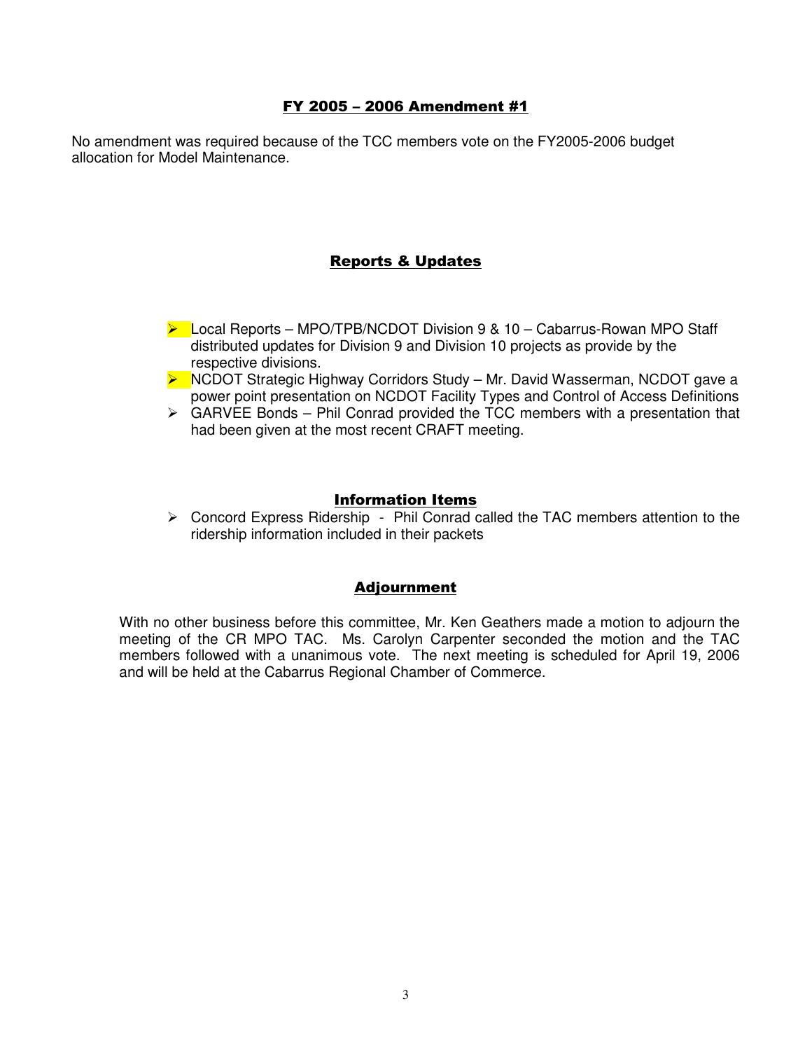## FY 2005 – 2006 Amendment #1

No amendment was required because of the TCC members vote on the FY2005-2006 budget allocation for Model Maintenance.

## Reports & Updates

- Local Reports – MPO/TPB/NCDOT Division 9 & 10 – Cabarrus-Rowan MPO Staff distributed updates for Division 9 and Division 10 projects as provide by the respective divisions.
- NCDOT Strategic Highway Corridors Study – Mr. David Wasserman, NCDOT gave a power point presentation on NCDOT Facility Types and Control of Access Definitions
- GARVEE Bonds – Phil Conrad provided the TCC members with a presentation that had been given at the most recent CRAFT meeting.

## Information Items

- Concord Express Ridership - Phil Conrad called the TAC members attention to the ridership information included in their packets

## Adjournment

With no other business before this committee, Mr. Ken Geathers made a motion to adjourn the meeting of the CR MPO TAC. Ms. Carolyn Carpenter seconded the motion and the TAC members followed with a unanimous vote. The next meeting is scheduled for April 19, 2006 and will be held at the Cabarrus Regional Chamber of Commerce.